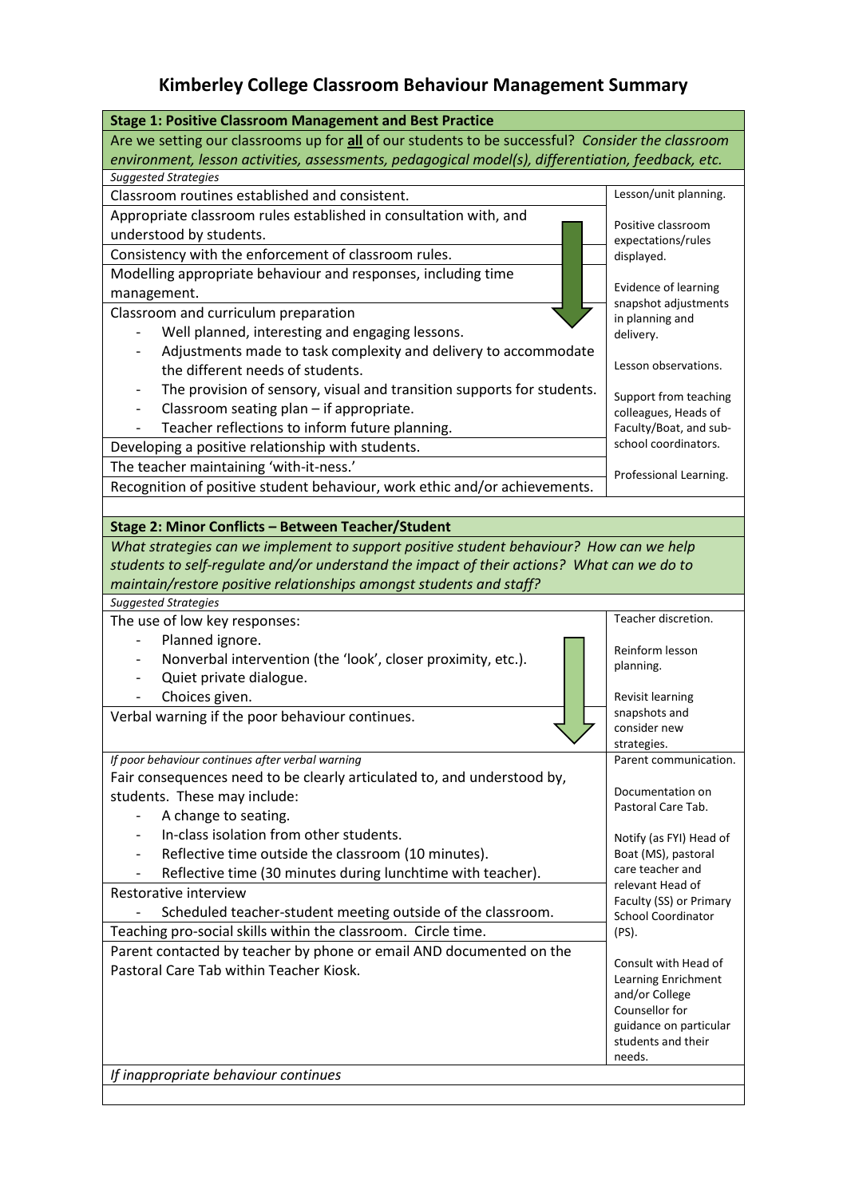# Kimberley College Classroom Behaviour Management Summary

## Stage 1: Positive Classroom Management and Best Practice

Are we setting our classrooms up for **all** of our students to be successful? *Consider the classroom environment, lesson activities, assessments, pedagogical model(s), differentiation, feedback, etc.*

*Suggested Strategies*

| | |
|---|---|
| Classroom routines established and consistent. | Lesson/unit planning. |
| Appropriate classroom rules established in consultation with, and understood by students. | Positive classroom expectations/rules displayed. |
| Consistency with the enforcement of classroom rules. | |
| Modelling appropriate behaviour and responses, including time management. | Evidence of learning snapshot adjustments in planning and delivery. |
| Classroom and curriculum preparation<br>- Well planned, interesting and engaging lessons.<br>- Adjustments made to task complexity and delivery to accommodate the different needs of students.<br>- The provision of sensory, visual and transition supports for students.<br>- Classroom seating plan – if appropriate.<br>- Teacher reflections to inform future planning. | Lesson observations.<br><br>Support from teaching colleagues, Heads of Faculty/Boat, and sub-school coordinators. |
| Developing a positive relationship with students. | |
| The teacher maintaining 'with-it-ness.' | Professional Learning. |
| Recognition of positive student behaviour, work ethic and/or achievements. | |

## Stage 2: Minor Conflicts – Between Teacher/Student

*What strategies can we implement to support positive student behaviour? How can we help students to self-regulate and/or understand the impact of their actions? What can we do to maintain/restore positive relationships amongst students and staff?*

*Suggested Strategies*

| | |
|---|---|
| The use of low key responses:<br>- Planned ignore.<br>- Nonverbal intervention (the 'look', closer proximity, etc.).<br>- Quiet private dialogue.<br>- Choices given. | Teacher discretion.<br><br>Reinform lesson planning. |
| Verbal warning if the poor behaviour continues. | Revisit learning snapshots and consider new strategies. |
| *If poor behaviour continues after verbal warning*<br>Fair consequences need to be clearly articulated to, and understood by, students. These may include:<br>- A change to seating.<br>- In-class isolation from other students.<br>- Reflective time outside the classroom (10 minutes).<br>- Reflective time (30 minutes during lunchtime with teacher). | Parent communication.<br><br>Documentation on Pastoral Care Tab.<br><br>Notify (as FYI) Head of Boat (MS), pastoral care teacher and relevant Head of Faculty (SS) or Primary School Coordinator (PS). |
| Restorative interview<br>- Scheduled teacher-student meeting outside of the classroom. | |
| Teaching pro-social skills within the classroom. Circle time. | |
| Parent contacted by teacher by phone or email AND documented on the Pastoral Care Tab within Teacher Kiosk. | Consult with Head of Learning Enrichment and/or College Counsellor for guidance on particular students and their needs. |

*If inappropriate behaviour continues*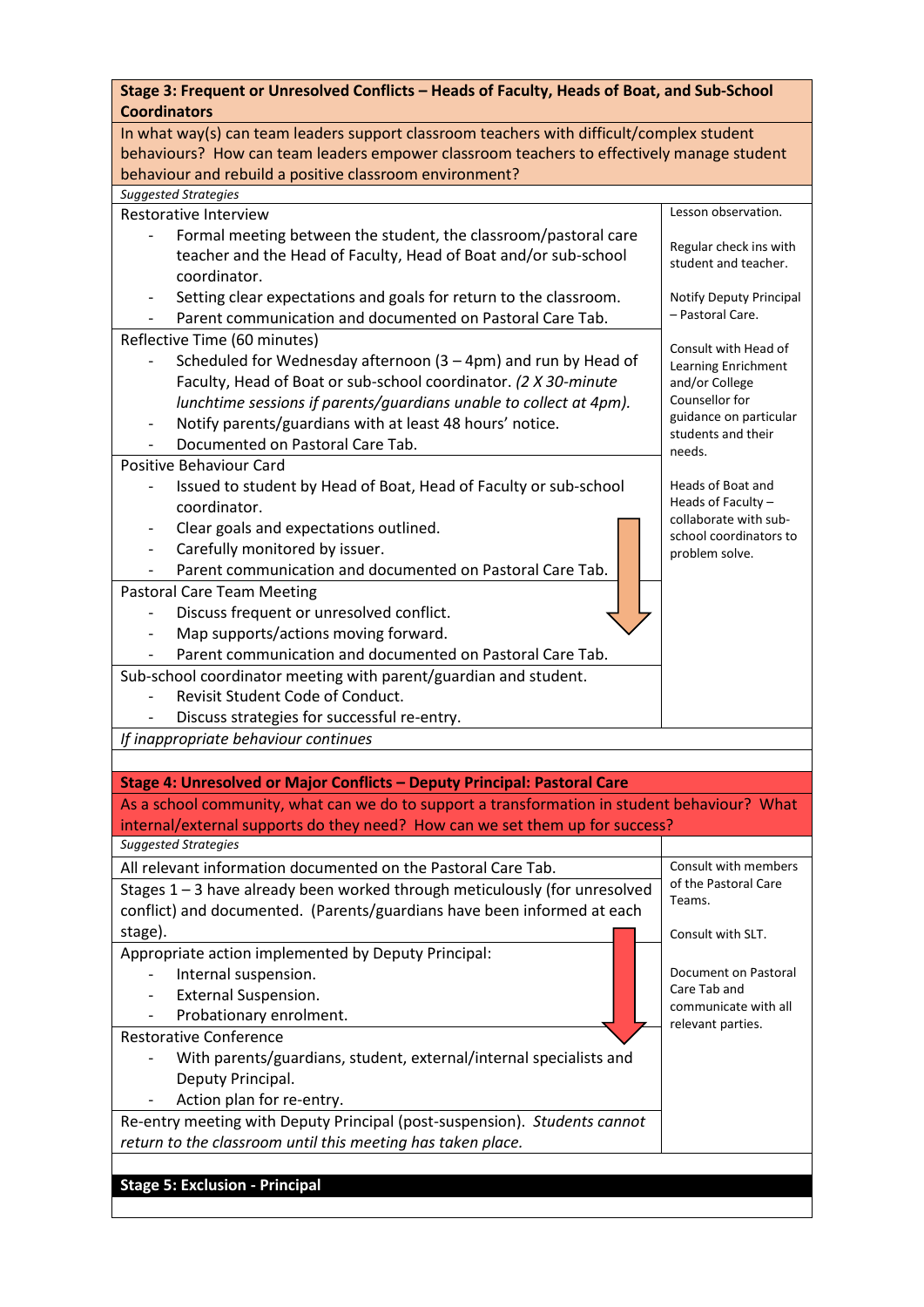| Stage 3: Frequent or Unresolved Conflicts – Heads of Faculty, Heads of Boat, and Sub-School Coordinators | |
|---|---|
| In what way(s) can team leaders support classroom teachers with difficult/complex student behaviours? How can team leaders empower classroom teachers to effectively manage student behaviour and rebuild a positive classroom environment? | |
| *Suggested Strategies* | |
| Restorative Interview<br>- Formal meeting between the student, the classroom/pastoral care teacher and the Head of Faculty, Head of Boat and/or sub-school coordinator.<br>- Setting clear expectations and goals for return to the classroom.<br>- Parent communication and documented on Pastoral Care Tab. | Lesson observation.<br><br>Regular check ins with student and teacher.<br><br>Notify Deputy Principal – Pastoral Care.<br><br>Consult with Head of Learning Enrichment and/or College Counsellor for guidance on particular students and their needs.<br><br>Heads of Boat and Heads of Faculty – collaborate with sub-school coordinators to problem solve. |
| Reflective Time (60 minutes)<br>- Scheduled for Wednesday afternoon (3 – 4pm) and run by Head of Faculty, Head of Boat or sub-school coordinator. *(2 X 30-minute lunchtime sessions if parents/guardians unable to collect at 4pm).*<br>- Notify parents/guardians with at least 48 hours' notice.<br>- Documented on Pastoral Care Tab. | |
| Positive Behaviour Card<br>- Issued to student by Head of Boat, Head of Faculty or sub-school coordinator.<br>- Clear goals and expectations outlined.<br>- Carefully monitored by issuer.<br>- Parent communication and documented on Pastoral Care Tab. | |
| Pastoral Care Team Meeting<br>- Discuss frequent or unresolved conflict.<br>- Map supports/actions moving forward.<br>- Parent communication and documented on Pastoral Care Tab. | |
| Sub-school coordinator meeting with parent/guardian and student.<br>- Revisit Student Code of Conduct.<br>- Discuss strategies for successful re-entry. | |
| *If inappropriate behaviour continues* | |

| Stage 4: Unresolved or Major Conflicts – Deputy Principal: Pastoral Care | |
|---|---|
| As a school community, what can we do to support a transformation in student behaviour? What internal/external supports do they need? How can we set them up for success? | |
| *Suggested Strategies* | |
| All relevant information documented on the Pastoral Care Tab. | Consult with members of the Pastoral Care Teams.<br><br>Consult with SLT.<br><br>Document on Pastoral Care Tab and communicate with all relevant parties. |
| Stages 1 – 3 have already been worked through meticulously (for unresolved conflict) and documented. (Parents/guardians have been informed at each stage). | |
| Appropriate action implemented by Deputy Principal:<br>- Internal suspension.<br>- External Suspension.<br>- Probationary enrolment. | |
| Restorative Conference<br>- With parents/guardians, student, external/internal specialists and Deputy Principal.<br>- Action plan for re-entry. | |
| Re-entry meeting with Deputy Principal (post-suspension). *Students cannot return to the classroom until this meeting has taken place.* | |

| Stage 5: Exclusion - Principal |
|---|
| |